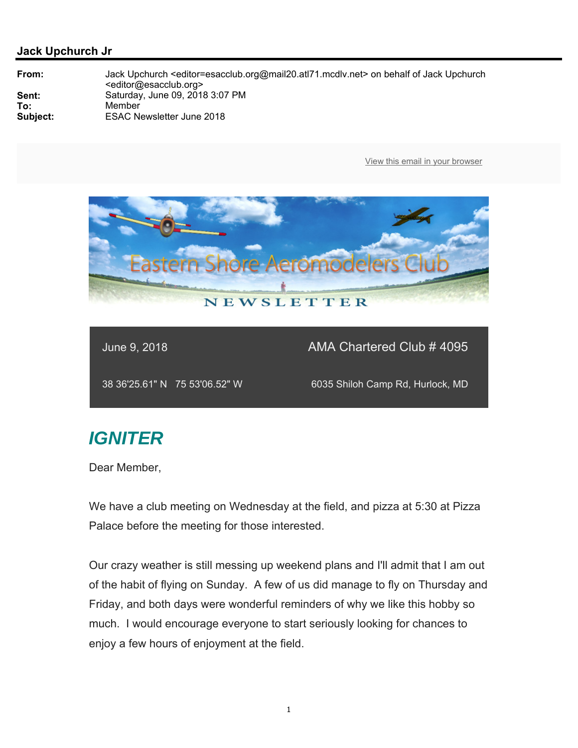**Jack Upchurch Jr**

| | |
|---|---|
| **From:** | Jack Upchurch <editor=esacclub.org@mail20.atl71.mcdlv.net> on behalf of Jack Upchurch <editor@esacclub.org> |
| **Sent:** | Saturday, June 09, 2018 3:07 PM |
| **To:** | Member |
| **Subject:** | ESAC Newsletter June 2018 |

View this email in your browser

Eastern Shore Aeromodelers Club

NEWSLETTER

| | |
|---|---|
| June 9, 2018 | AMA Chartered Club # 4095 |
| 38 36'25.61" N   75 53'06.52" W | 6035 Shiloh Camp Rd, Hurlock, MD |

## *IGNITER*

Dear Member,

We have a club meeting on Wednesday at the field, and pizza at 5:30 at Pizza Palace before the meeting for those interested.

Our crazy weather is still messing up weekend plans and I'll admit that I am out of the habit of flying on Sunday. A few of us did manage to fly on Thursday and Friday, and both days were wonderful reminders of why we like this hobby so much. I would encourage everyone to start seriously looking for chances to enjoy a few hours of enjoyment at the field.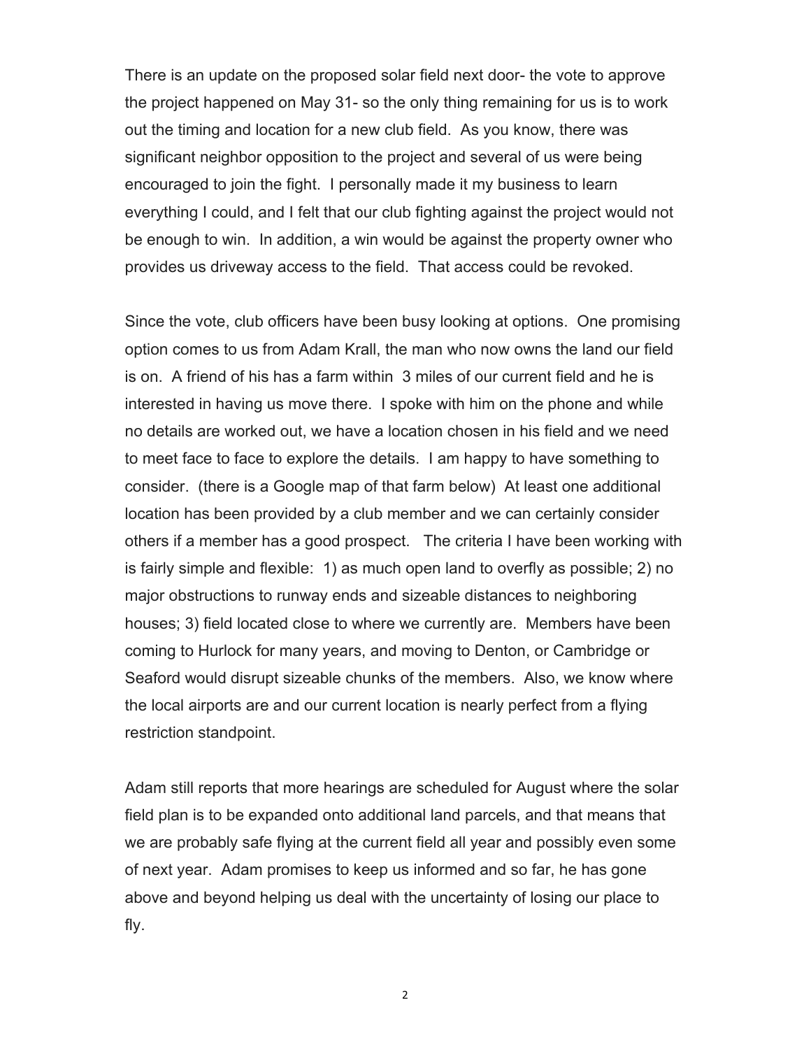There is an update on the proposed solar field next door- the vote to approve the project happened on May 31- so the only thing remaining for us is to work out the timing and location for a new club field. As you know, there was significant neighbor opposition to the project and several of us were being encouraged to join the fight. I personally made it my business to learn everything I could, and I felt that our club fighting against the project would not be enough to win. In addition, a win would be against the property owner who provides us driveway access to the field. That access could be revoked.

Since the vote, club officers have been busy looking at options. One promising option comes to us from Adam Krall, the man who now owns the land our field is on. A friend of his has a farm within 3 miles of our current field and he is interested in having us move there. I spoke with him on the phone and while no details are worked out, we have a location chosen in his field and we need to meet face to face to explore the details. I am happy to have something to consider. (there is a Google map of that farm below) At least one additional location has been provided by a club member and we can certainly consider others if a member has a good prospect. The criteria I have been working with is fairly simple and flexible: 1) as much open land to overfly as possible; 2) no major obstructions to runway ends and sizeable distances to neighboring houses; 3) field located close to where we currently are. Members have been coming to Hurlock for many years, and moving to Denton, or Cambridge or Seaford would disrupt sizeable chunks of the members. Also, we know where the local airports are and our current location is nearly perfect from a flying restriction standpoint.

Adam still reports that more hearings are scheduled for August where the solar field plan is to be expanded onto additional land parcels, and that means that we are probably safe flying at the current field all year and possibly even some of next year. Adam promises to keep us informed and so far, he has gone above and beyond helping us deal with the uncertainty of losing our place to fly.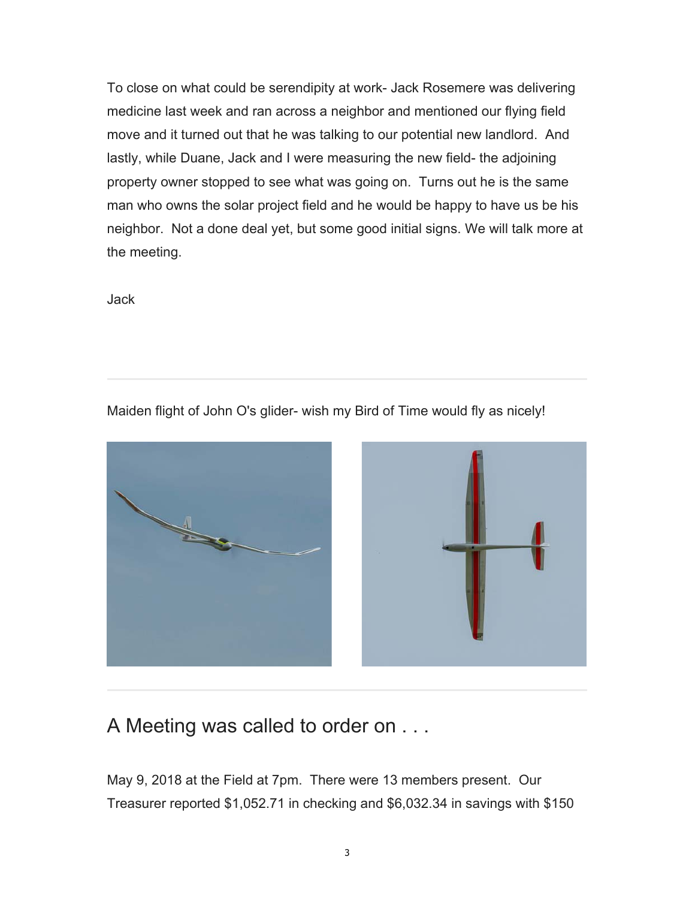To close on what could be serendipity at work- Jack Rosemere was delivering medicine last week and ran across a neighbor and mentioned our flying field move and it turned out that he was talking to our potential new landlord. And lastly, while Duane, Jack and I were measuring the new field- the adjoining property owner stopped to see what was going on. Turns out he is the same man who owns the solar project field and he would be happy to have us be his neighbor. Not a done deal yet, but some good initial signs. We will talk more at the meeting.

Jack

---

Maiden flight of John O's glider- wish my Bird of Time would fly as nicely!

---

## A Meeting was called to order on . . .

May 9, 2018 at the Field at 7pm. There were 13 members present. Our Treasurer reported $1,052.71 in checking and $6,032.34 in savings with $150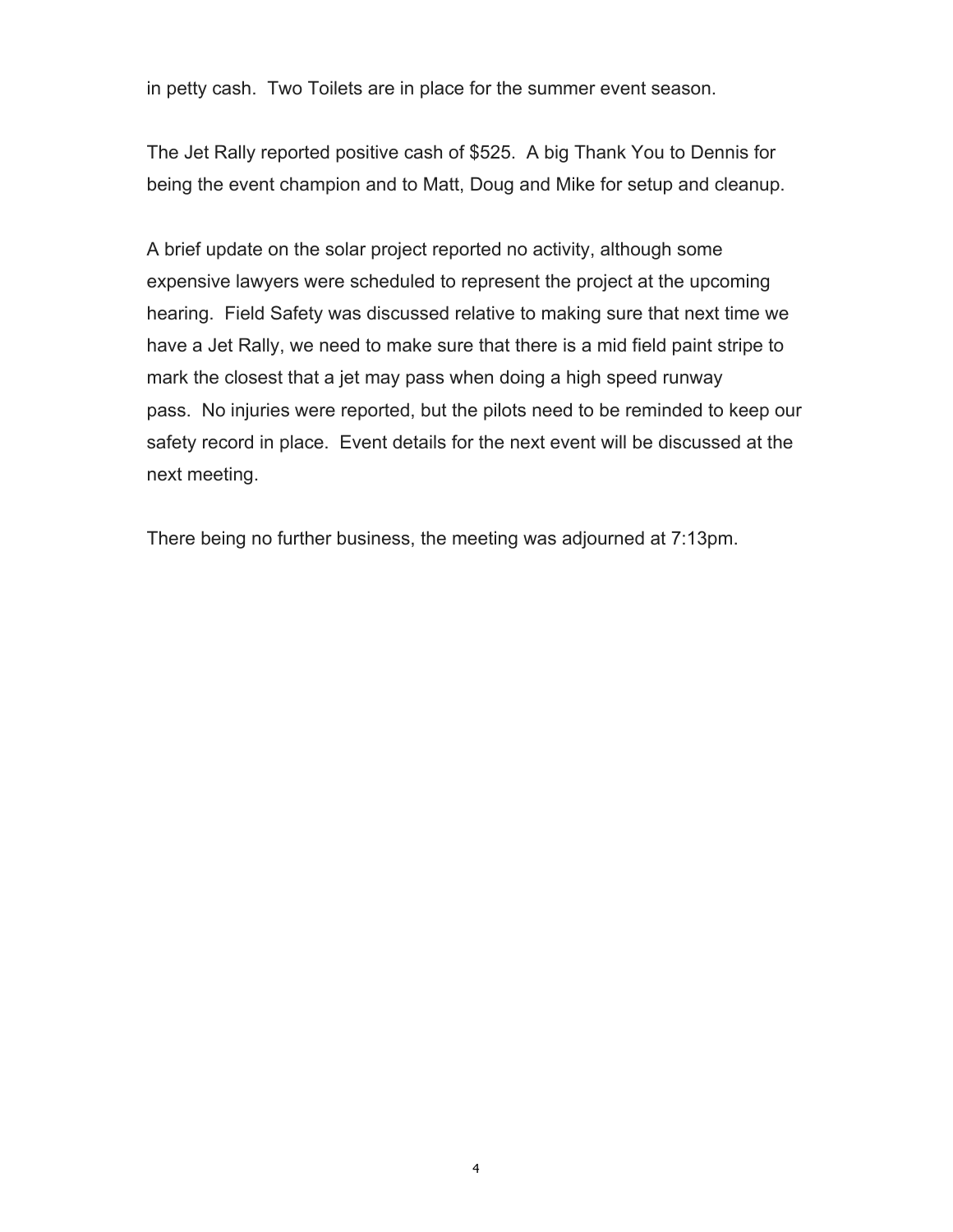in petty cash.  Two Toilets are in place for the summer event season.

The Jet Rally reported positive cash of $525.  A big Thank You to Dennis for being the event champion and to Matt, Doug and Mike for setup and cleanup.

A brief update on the solar project reported no activity, although some expensive lawyers were scheduled to represent the project at the upcoming hearing.  Field Safety was discussed relative to making sure that next time we have a Jet Rally, we need to make sure that there is a mid field paint stripe to mark the closest that a jet may pass when doing a high speed runway pass.  No injuries were reported, but the pilots need to be reminded to keep our safety record in place.  Event details for the next event will be discussed at the next meeting.

There being no further business, the meeting was adjourned at 7:13pm.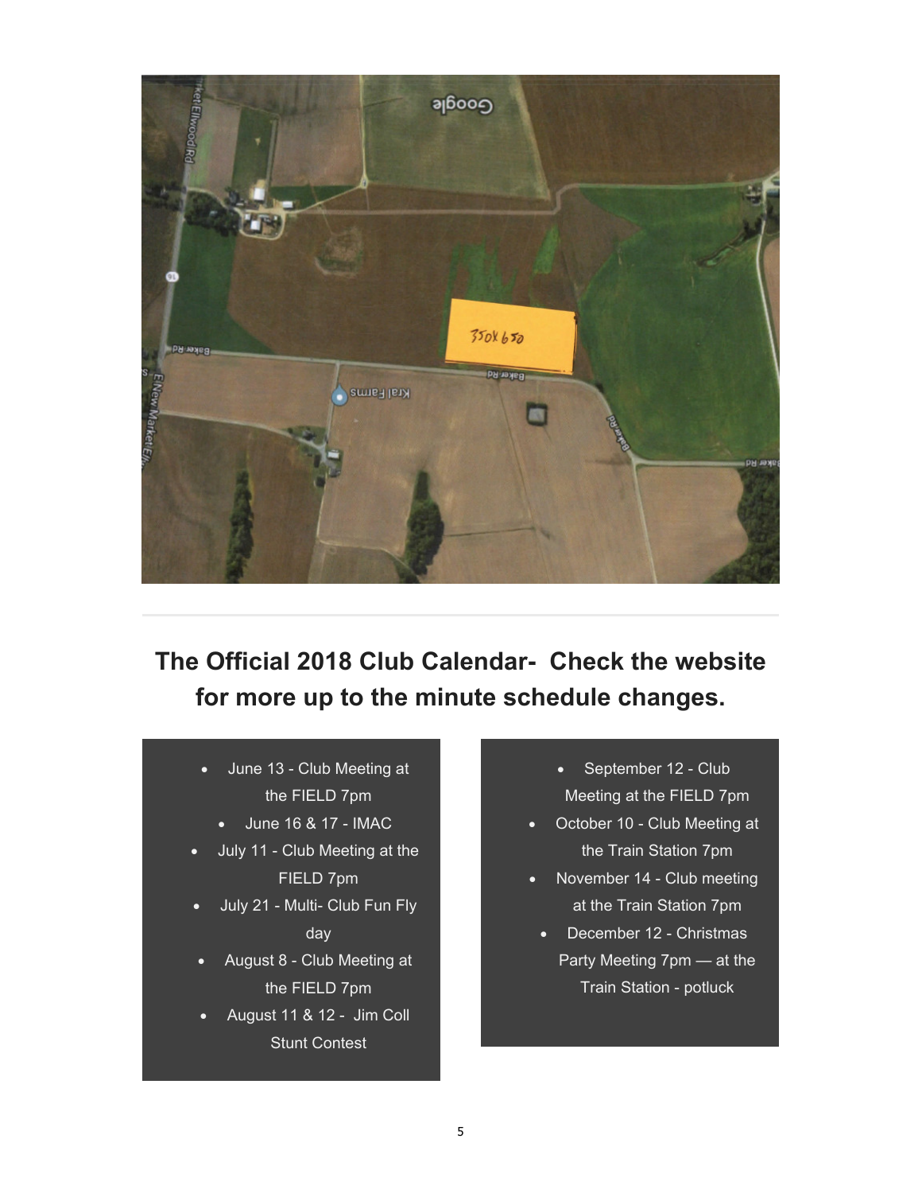## The Official 2018 Club Calendar- Check the website for more up to the minute schedule changes.

- June 13 - Club Meeting at the FIELD 7pm
- June 16 & 17 - IMAC
- July 11 - Club Meeting at the FIELD 7pm
- July 21 - Multi- Club Fun Fly day
- August 8 - Club Meeting at the FIELD 7pm
- August 11 & 12 - Jim Coll Stunt Contest

- September 12 - Club Meeting at the FIELD 7pm
- October 10 - Club Meeting at the Train Station 7pm
- November 14 - Club meeting at the Train Station 7pm
- December 12 - Christmas Party Meeting 7pm — at the Train Station - potluck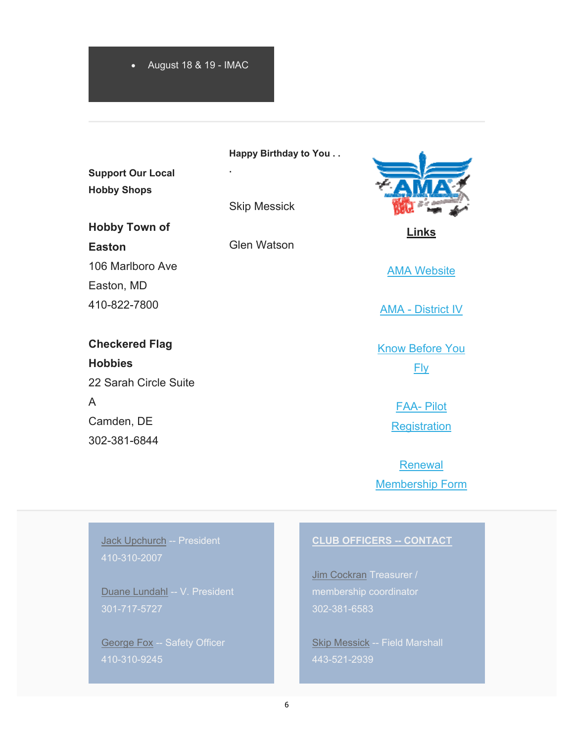- August 18 & 19 - IMAC

---

**Support Our Local Hobby Shops**

**Hobby Town of Easton**
106 Marlboro Ave
Easton, MD
410-822-7800

**Checkered Flag Hobbies**
22 Sarah Circle Suite A
Camden, DE
302-381-6844

**Happy Birthday to You . . .**

Skip Messick

Glen Watson

**Links**

AMA Website

AMA - District IV

Know Before You Fly

FAA- Pilot Registration

Renewal Membership Form

---

Jack Upchurch -- President
410-310-2007

Duane Lundahl -- V. President
301-717-5727

George Fox -- Safety Officer
410-310-9245

**CLUB OFFICERS -- CONTACT**

Jim Cockran Treasurer / membership coordinator
302-381-6583

Skip Messick -- Field Marshall
443-521-2939